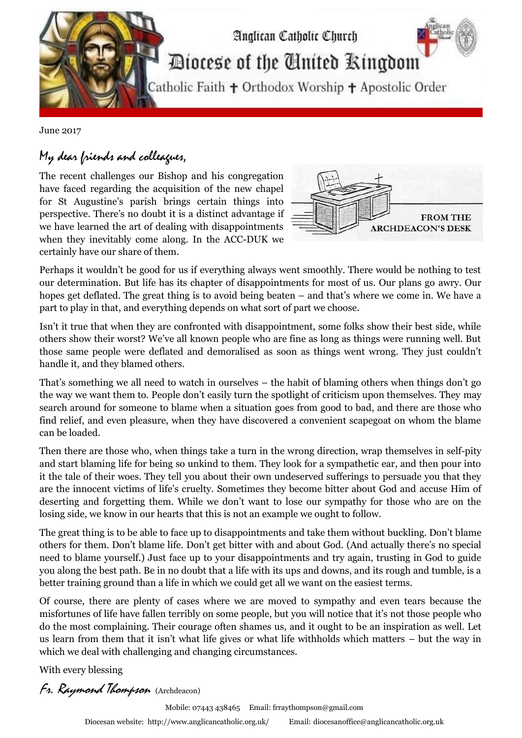Anglican Catholic Church

# Diocese of the United Kingdom

Catholic Faith ✝ Orthodox Worship ✝ Apostolic Order

June 2017

*My dear friends and colleagues,*

FROM THE ARCHDEACON'S DESK

The recent challenges our Bishop and his congregation have faced regarding the acquisition of the new chapel for St Augustine's parish brings certain things into perspective. There's no doubt it is a distinct advantage if we have learned the art of dealing with disappointments when they inevitably come along. In the ACC-DUK we certainly have our share of them.

Perhaps it wouldn't be good for us if everything always went smoothly. There would be nothing to test our determination. But life has its chapter of disappointments for most of us. Our plans go awry. Our hopes get deflated. The great thing is to avoid being beaten – and that's where we come in. We have a part to play in that, and everything depends on what sort of part we choose.

Isn't it true that when they are confronted with disappointment, some folks show their best side, while others show their worst? We've all known people who are fine as long as things were running well. But those same people were deflated and demoralised as soon as things went wrong. They just couldn't handle it, and they blamed others.

That's something we all need to watch in ourselves – the habit of blaming others when things don't go the way we want them to. People don't easily turn the spotlight of criticism upon themselves. They may search around for someone to blame when a situation goes from good to bad, and there are those who find relief, and even pleasure, when they have discovered a convenient scapegoat on whom the blame can be loaded.

Then there are those who, when things take a turn in the wrong direction, wrap themselves in self-pity and start blaming life for being so unkind to them. They look for a sympathetic ear, and then pour into it the tale of their woes. They tell you about their own undeserved sufferings to persuade you that they are the innocent victims of life's cruelty. Sometimes they become bitter about God and accuse Him of deserting and forgetting them. While we don't want to lose our sympathy for those who are on the losing side, we know in our hearts that this is not an example we ought to follow.

The great thing is to be able to face up to disappointments and take them without buckling. Don't blame others for them. Don't blame life. Don't get bitter with and about God. (And actually there's no special need to blame yourself.) Just face up to your disappointments and try again, trusting in God to guide you along the best path. Be in no doubt that a life with its ups and downs, and its rough and tumble, is a better training ground than a life in which we could get all we want on the easiest terms.

Of course, there are plenty of cases where we are moved to sympathy and even tears because the misfortunes of life have fallen terribly on some people, but you will notice that it's not those people who do the most complaining. Their courage often shames us, and it ought to be an inspiration as well. Let us learn from them that it isn't what life gives or what life withholds which matters – but the way in which we deal with challenging and changing circumstances.

With every blessing

*Fr. Raymond Thompson* (Archdeacon)

Mobile: 07443 438465 Email: frraythompson@gmail.com

Diocesan website: http://www.anglicancatholic.org.uk/ Email: diocesanoffice@anglicancatholic.org.uk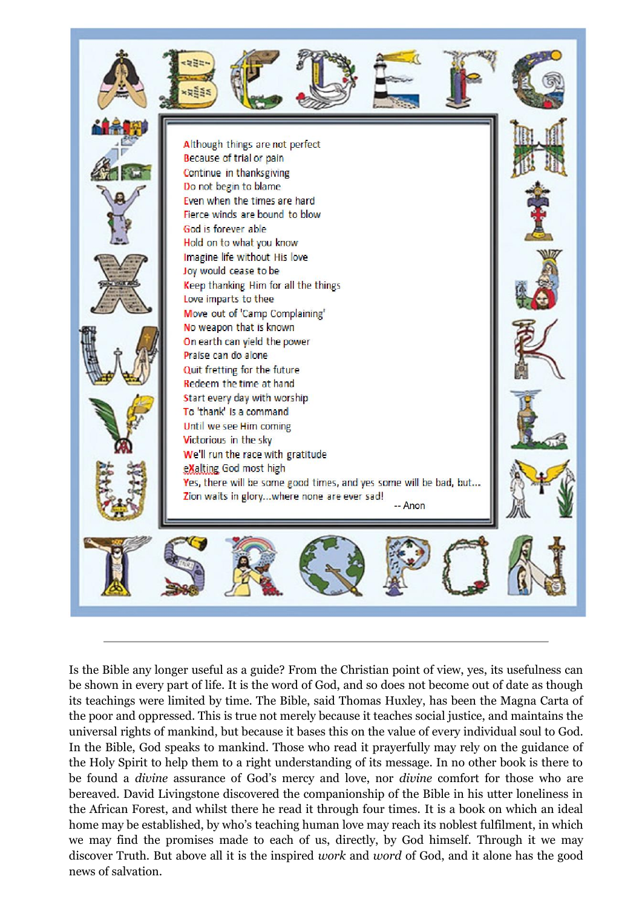Although things are not perfect
Because of trial or pain
Continue in thanksgiving
Do not begin to blame
Even when the times are hard
Fierce winds are bound to blow
God is forever able
Hold on to what you know
Imagine life without His love
Joy would cease to be
Keep thanking Him for all the things
Love imparts to thee
Move out of 'Camp Complaining'
No weapon that is known
On earth can yield the power
Praise can do alone
Quit fretting for the future
Redeem the time at hand
Start every day with worship
To 'thank' is a command
Until we see Him coming
Victorious in the sky
We'll run the race with gratitude
eXalting God most high
Yes, there will be some good times, and yes some will be bad, but...
Zion waits in glory...where none are ever sad!

-- Anon

---

Is the Bible any longer useful as a guide? From the Christian point of view, yes, its usefulness can be shown in every part of life. It is the word of God, and so does not become out of date as though its teachings were limited by time. The Bible, said Thomas Huxley, has been the Magna Carta of the poor and oppressed. This is true not merely because it teaches social justice, and maintains the universal rights of mankind, but because it bases this on the value of every individual soul to God. In the Bible, God speaks to mankind. Those who read it prayerfully may rely on the guidance of the Holy Spirit to help them to a right understanding of its message. In no other book is there to be found a *divine* assurance of God's mercy and love, nor *divine* comfort for those who are bereaved. David Livingstone discovered the companionship of the Bible in his utter loneliness in the African Forest, and whilst there he read it through four times. It is a book on which an ideal home may be established, by who's teaching human love may reach its noblest fulfilment, in which we may find the promises made to each of us, directly, by God himself. Through it we may discover Truth. But above all it is the inspired *work* and *word* of God, and it alone has the good news of salvation.